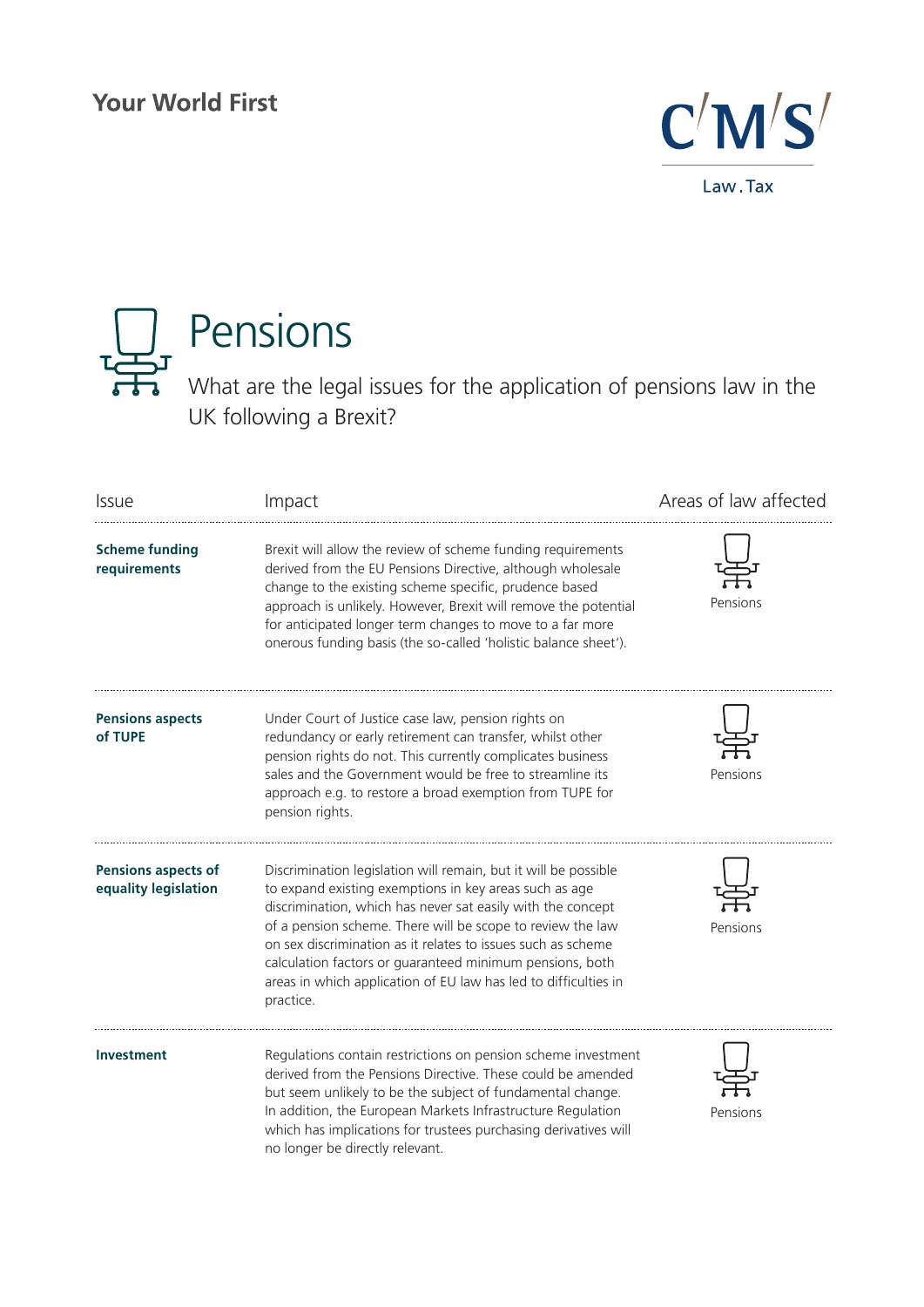Your World First

CMS Law.Tax

# Pensions

What are the legal issues for the application of pensions law in the UK following a Brexit?

| Issue | Impact | Areas of law affected |
|---|---|---|
| **Scheme funding requirements** | Brexit will allow the review of scheme funding requirements derived from the EU Pensions Directive, although wholesale change to the existing scheme specific, prudence based approach is unlikely. However, Brexit will remove the potential for anticipated longer term changes to move to a far more onerous funding basis (the so-called 'holistic balance sheet'). | Pensions |
| **Pensions aspects of TUPE** | Under Court of Justice case law, pension rights on redundancy or early retirement can transfer, whilst other pension rights do not. This currently complicates business sales and the Government would be free to streamline its approach e.g. to restore a broad exemption from TUPE for pension rights. | Pensions |
| **Pensions aspects of equality legislation** | Discrimination legislation will remain, but it will be possible to expand existing exemptions in key areas such as age discrimination, which has never sat easily with the concept of a pension scheme. There will be scope to review the law on sex discrimination as it relates to issues such as scheme calculation factors or guaranteed minimum pensions, both areas in which application of EU law has led to difficulties in practice. | Pensions |
| **Investment** | Regulations contain restrictions on pension scheme investment derived from the Pensions Directive. These could be amended but seem unlikely to be the subject of fundamental change. In addition, the European Markets Infrastructure Regulation which has implications for trustees purchasing derivatives will no longer be directly relevant. | Pensions |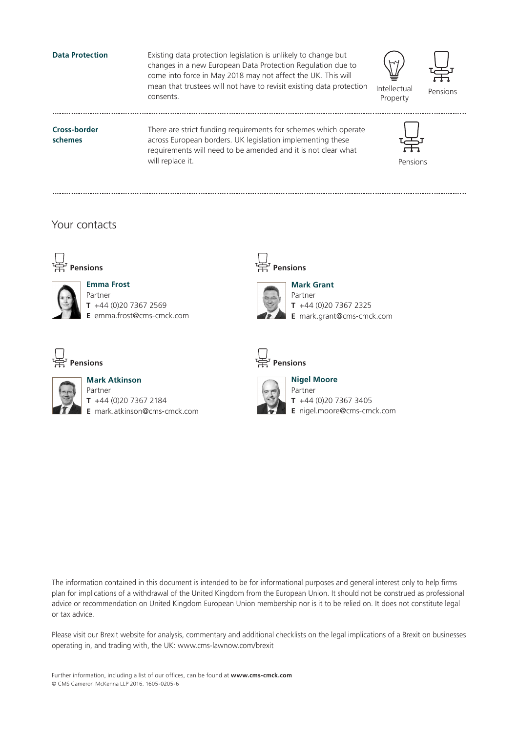| | | |
|---|---|---|
| **Data Protection** | Existing data protection legislation is unlikely to change but changes in a new European Data Protection Regulation due to come into force in May 2018 may not affect the UK. This will mean that trustees will not have to revisit existing data protection consents. | Intellectual Property, Pensions |
| **Cross-border schemes** | There are strict funding requirements for schemes which operate across European borders. UK legislation implementing these requirements will need to be amended and it is not clear what will replace it. | Pensions |

## Your contacts

**Pensions**

**Emma Frost**
Partner
**T** +44 (0)20 7367 2569
**E** emma.frost@cms-cmck.com

**Pensions**

**Mark Grant**
Partner
**T** +44 (0)20 7367 2325
**E** mark.grant@cms-cmck.com

**Pensions**

**Mark Atkinson**
Partner
**T** +44 (0)20 7367 2184
**E** mark.atkinson@cms-cmck.com

**Pensions**

**Nigel Moore**
Partner
**T** +44 (0)20 7367 3405
**E** nigel.moore@cms-cmck.com

The information contained in this document is intended to be for informational purposes and general interest only to help firms plan for implications of a withdrawal of the United Kingdom from the European Union. It should not be construed as professional advice or recommendation on United Kingdom European Union membership nor is it to be relied on. It does not constitute legal or tax advice.

Please visit our Brexit website for analysis, commentary and additional checklists on the legal implications of a Brexit on businesses operating in, and trading with, the UK: www.cms-lawnow.com/brexit

Further information, including a list of our offices, can be found at **www.cms-cmck.com**
© CMS Cameron McKenna LLP 2016. 1605-0205-6